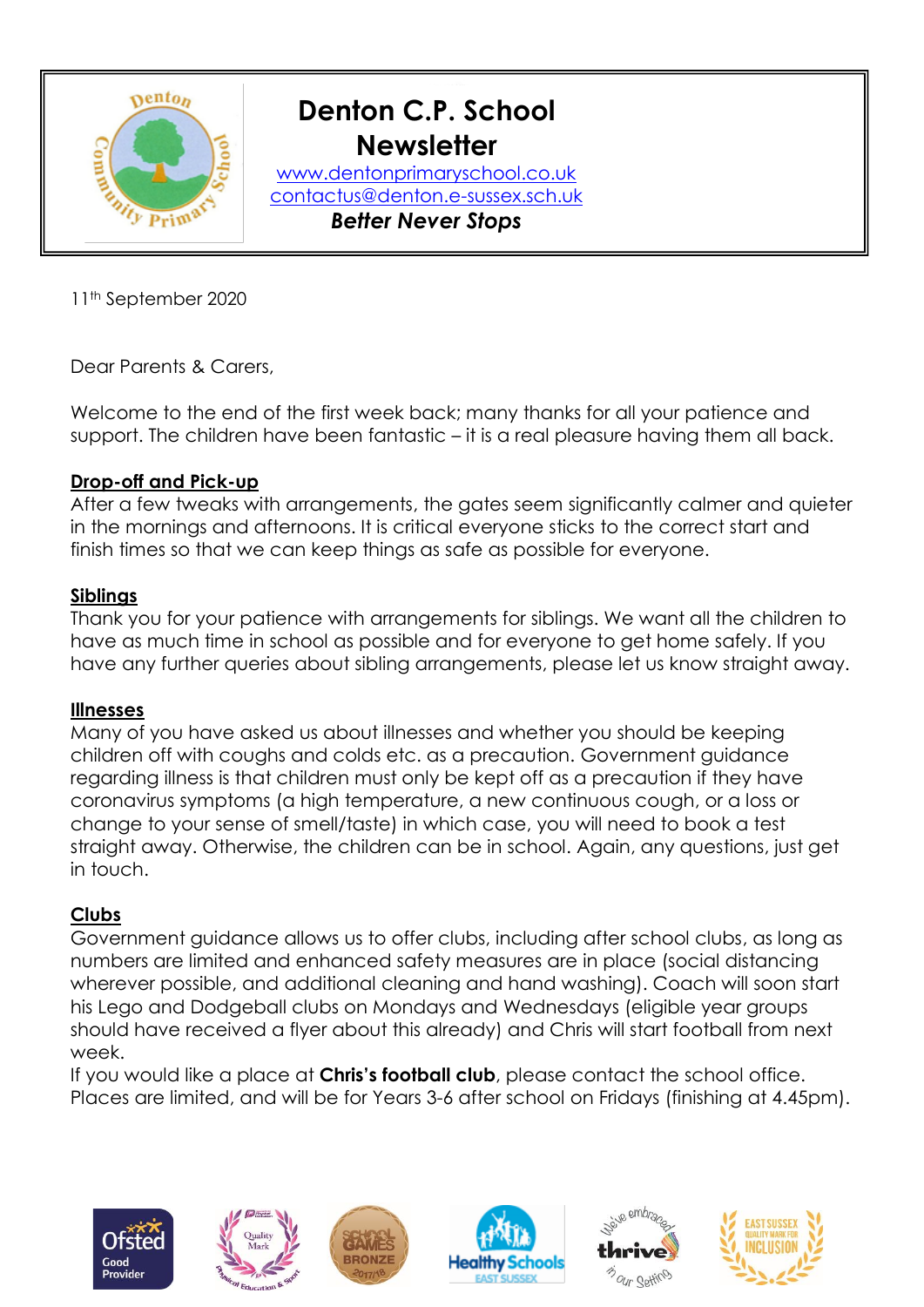# Denton C.P. School Newsletter

www.dentonprimaryschool.co.uk
contactus@denton.e-sussex.sch.uk

***Better Never Stops***

11th September 2020

Dear Parents & Carers,

Welcome to the end of the first week back; many thanks for all your patience and support. The children have been fantastic – it is a real pleasure having them all back.

**Drop-off and Pick-up**

After a few tweaks with arrangements, the gates seem significantly calmer and quieter in the mornings and afternoons. It is critical everyone sticks to the correct start and finish times so that we can keep things as safe as possible for everyone.

**Siblings**

Thank you for your patience with arrangements for siblings. We want all the children to have as much time in school as possible and for everyone to get home safely. If you have any further queries about sibling arrangements, please let us know straight away.

**Illnesses**

Many of you have asked us about illnesses and whether you should be keeping children off with coughs and colds etc. as a precaution. Government guidance regarding illness is that children must only be kept off as a precaution if they have coronavirus symptoms (a high temperature, a new continuous cough, or a loss or change to your sense of smell/taste) in which case, you will need to book a test straight away. Otherwise, the children can be in school. Again, any questions, just get in touch.

**Clubs**

Government guidance allows us to offer clubs, including after school clubs, as long as numbers are limited and enhanced safety measures are in place (social distancing wherever possible, and additional cleaning and hand washing). Coach will soon start his Lego and Dodgeball clubs on Mondays and Wednesdays (eligible year groups should have received a flyer about this already) and Chris will start football from next week.

If you would like a place at **Chris's football club**, please contact the school office. Places are limited, and will be for Years 3-6 after school on Fridays (finishing at 4.45pm).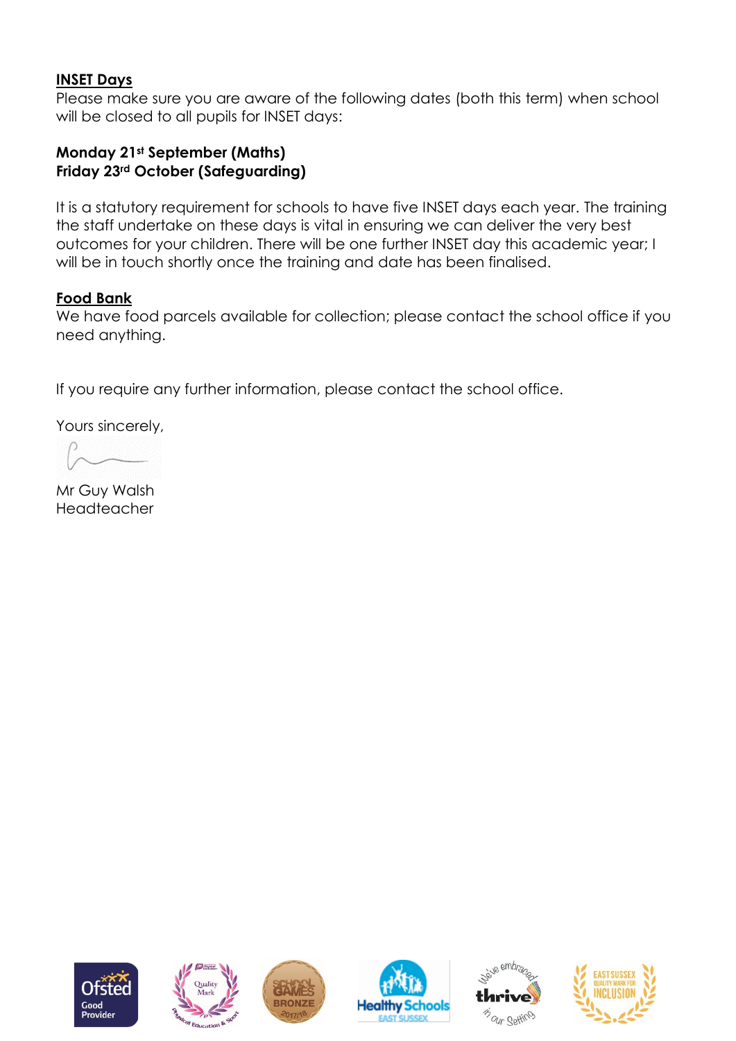## INSET Days

Please make sure you are aware of the following dates (both this term) when school will be closed to all pupils for INSET days:

**Monday 21st September (Maths)**
**Friday 23rd October (Safeguarding)**

It is a statutory requirement for schools to have five INSET days each year. The training the staff undertake on these days is vital in ensuring we can deliver the very best outcomes for your children. There will be one further INSET day this academic year; I will be in touch shortly once the training and date has been finalised.

## Food Bank

We have food parcels available for collection; please contact the school office if you need anything.

If you require any further information, please contact the school office.

Yours sincerely,

Mr Guy Walsh
Headteacher